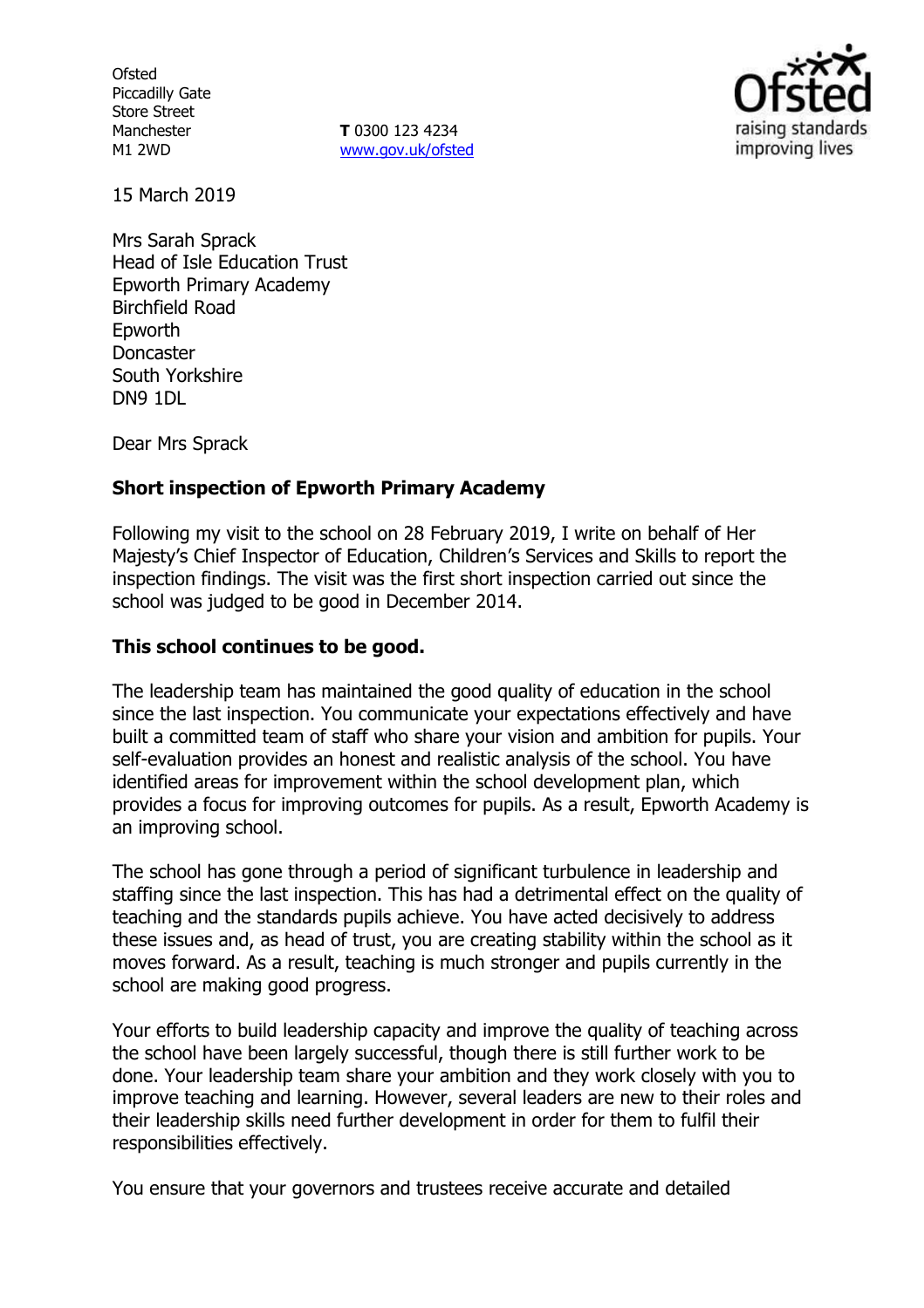Ofsted
Piccadilly Gate
Store Street
Manchester
M1 2WD

**T** 0300 123 4234
www.gov.uk/ofsted

15 March 2019

Mrs Sarah Sprack
Head of Isle Education Trust
Epworth Primary Academy
Birchfield Road
Epworth
Doncaster
South Yorkshire
DN9 1DL

Dear Mrs Sprack

**Short inspection of Epworth Primary Academy**

Following my visit to the school on 28 February 2019, I write on behalf of Her Majesty's Chief Inspector of Education, Children's Services and Skills to report the inspection findings. The visit was the first short inspection carried out since the school was judged to be good in December 2014.

**This school continues to be good.**

The leadership team has maintained the good quality of education in the school since the last inspection. You communicate your expectations effectively and have built a committed team of staff who share your vision and ambition for pupils. Your self-evaluation provides an honest and realistic analysis of the school. You have identified areas for improvement within the school development plan, which provides a focus for improving outcomes for pupils. As a result, Epworth Academy is an improving school.

The school has gone through a period of significant turbulence in leadership and staffing since the last inspection. This has had a detrimental effect on the quality of teaching and the standards pupils achieve. You have acted decisively to address these issues and, as head of trust, you are creating stability within the school as it moves forward. As a result, teaching is much stronger and pupils currently in the school are making good progress.

Your efforts to build leadership capacity and improve the quality of teaching across the school have been largely successful, though there is still further work to be done. Your leadership team share your ambition and they work closely with you to improve teaching and learning. However, several leaders are new to their roles and their leadership skills need further development in order for them to fulfil their responsibilities effectively.

You ensure that your governors and trustees receive accurate and detailed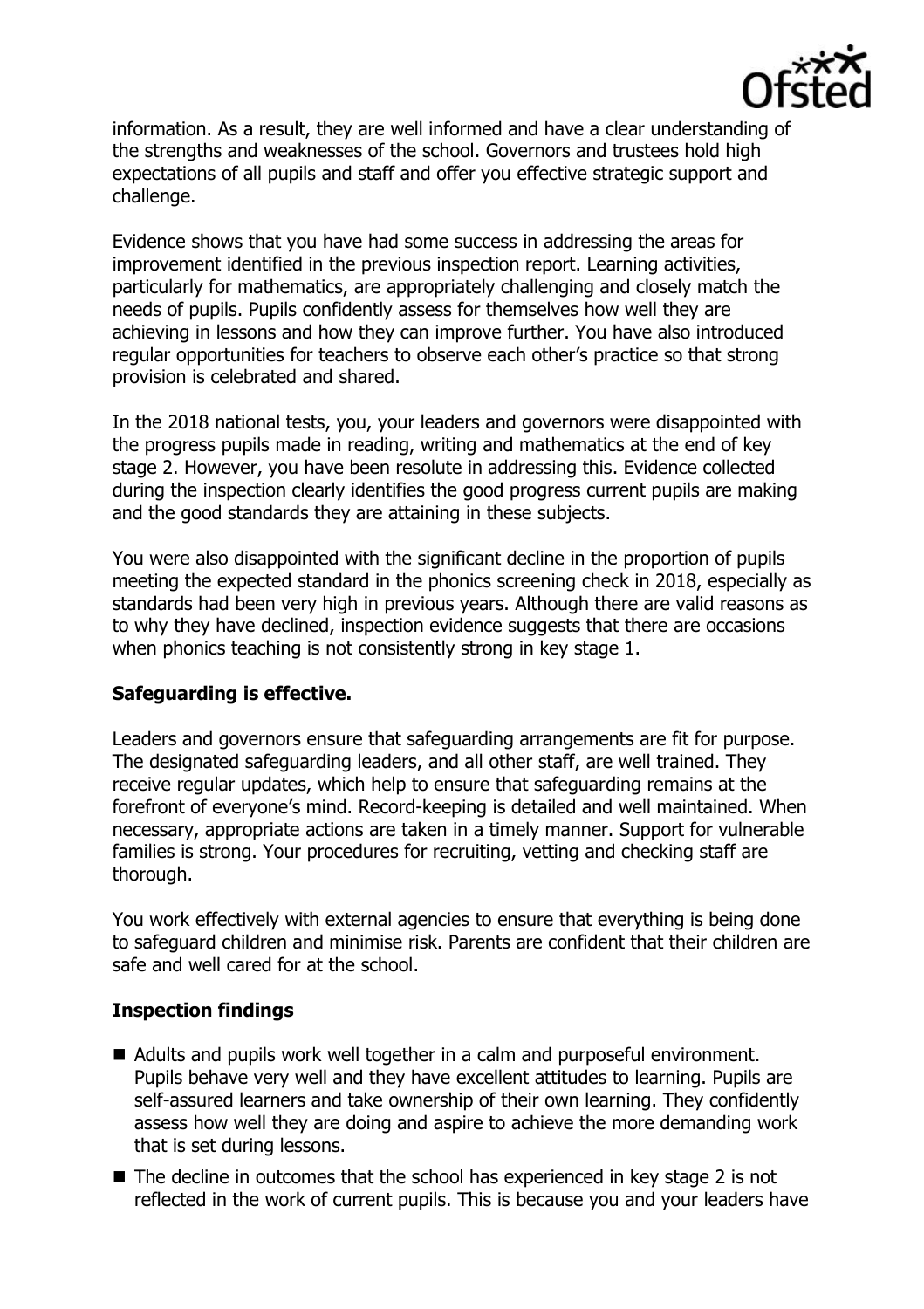information. As a result, they are well informed and have a clear understanding of the strengths and weaknesses of the school. Governors and trustees hold high expectations of all pupils and staff and offer you effective strategic support and challenge.

Evidence shows that you have had some success in addressing the areas for improvement identified in the previous inspection report. Learning activities, particularly for mathematics, are appropriately challenging and closely match the needs of pupils. Pupils confidently assess for themselves how well they are achieving in lessons and how they can improve further. You have also introduced regular opportunities for teachers to observe each other's practice so that strong provision is celebrated and shared.

In the 2018 national tests, you, your leaders and governors were disappointed with the progress pupils made in reading, writing and mathematics at the end of key stage 2. However, you have been resolute in addressing this. Evidence collected during the inspection clearly identifies the good progress current pupils are making and the good standards they are attaining in these subjects.

You were also disappointed with the significant decline in the proportion of pupils meeting the expected standard in the phonics screening check in 2018, especially as standards had been very high in previous years. Although there are valid reasons as to why they have declined, inspection evidence suggests that there are occasions when phonics teaching is not consistently strong in key stage 1.

## Safeguarding is effective.

Leaders and governors ensure that safeguarding arrangements are fit for purpose. The designated safeguarding leaders, and all other staff, are well trained. They receive regular updates, which help to ensure that safeguarding remains at the forefront of everyone's mind. Record-keeping is detailed and well maintained. When necessary, appropriate actions are taken in a timely manner. Support for vulnerable families is strong. Your procedures for recruiting, vetting and checking staff are thorough.

You work effectively with external agencies to ensure that everything is being done to safeguard children and minimise risk. Parents are confident that their children are safe and well cared for at the school.

## Inspection findings

- Adults and pupils work well together in a calm and purposeful environment. Pupils behave very well and they have excellent attitudes to learning. Pupils are self-assured learners and take ownership of their own learning. They confidently assess how well they are doing and aspire to achieve the more demanding work that is set during lessons.
- The decline in outcomes that the school has experienced in key stage 2 is not reflected in the work of current pupils. This is because you and your leaders have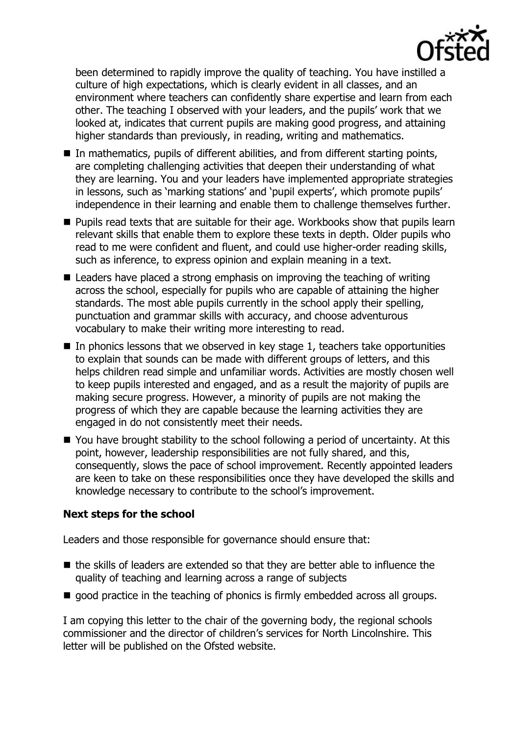been determined to rapidly improve the quality of teaching. You have instilled a culture of high expectations, which is clearly evident in all classes, and an environment where teachers can confidently share expertise and learn from each other. The teaching I observed with your leaders, and the pupils' work that we looked at, indicates that current pupils are making good progress, and attaining higher standards than previously, in reading, writing and mathematics.

- In mathematics, pupils of different abilities, and from different starting points, are completing challenging activities that deepen their understanding of what they are learning. You and your leaders have implemented appropriate strategies in lessons, such as 'marking stations' and 'pupil experts', which promote pupils' independence in their learning and enable them to challenge themselves further.
- Pupils read texts that are suitable for their age. Workbooks show that pupils learn relevant skills that enable them to explore these texts in depth. Older pupils who read to me were confident and fluent, and could use higher-order reading skills, such as inference, to express opinion and explain meaning in a text.
- Leaders have placed a strong emphasis on improving the teaching of writing across the school, especially for pupils who are capable of attaining the higher standards. The most able pupils currently in the school apply their spelling, punctuation and grammar skills with accuracy, and choose adventurous vocabulary to make their writing more interesting to read.
- In phonics lessons that we observed in key stage 1, teachers take opportunities to explain that sounds can be made with different groups of letters, and this helps children read simple and unfamiliar words. Activities are mostly chosen well to keep pupils interested and engaged, and as a result the majority of pupils are making secure progress. However, a minority of pupils are not making the progress of which they are capable because the learning activities they are engaged in do not consistently meet their needs.
- You have brought stability to the school following a period of uncertainty. At this point, however, leadership responsibilities are not fully shared, and this, consequently, slows the pace of school improvement. Recently appointed leaders are keen to take on these responsibilities once they have developed the skills and knowledge necessary to contribute to the school's improvement.

**Next steps for the school**

Leaders and those responsible for governance should ensure that:

- the skills of leaders are extended so that they are better able to influence the quality of teaching and learning across a range of subjects
- good practice in the teaching of phonics is firmly embedded across all groups.

I am copying this letter to the chair of the governing body, the regional schools commissioner and the director of children's services for North Lincolnshire. This letter will be published on the Ofsted website.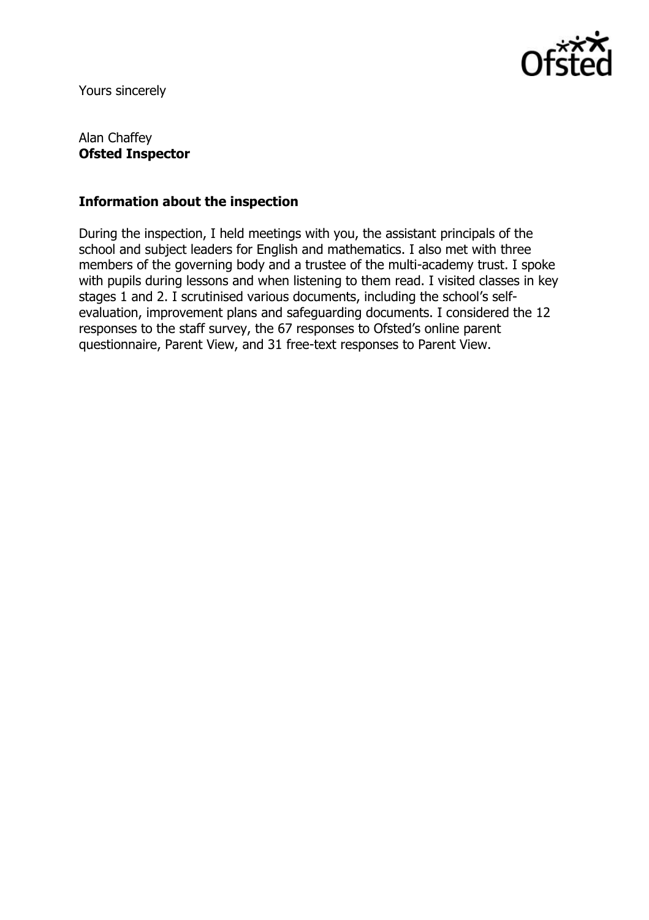Yours sincerely

Alan Chaffey
**Ofsted Inspector**

### Information about the inspection

During the inspection, I held meetings with you, the assistant principals of the school and subject leaders for English and mathematics. I also met with three members of the governing body and a trustee of the multi-academy trust. I spoke with pupils during lessons and when listening to them read. I visited classes in key stages 1 and 2. I scrutinised various documents, including the school's self-evaluation, improvement plans and safeguarding documents. I considered the 12 responses to the staff survey, the 67 responses to Ofsted's online parent questionnaire, Parent View, and 31 free-text responses to Parent View.